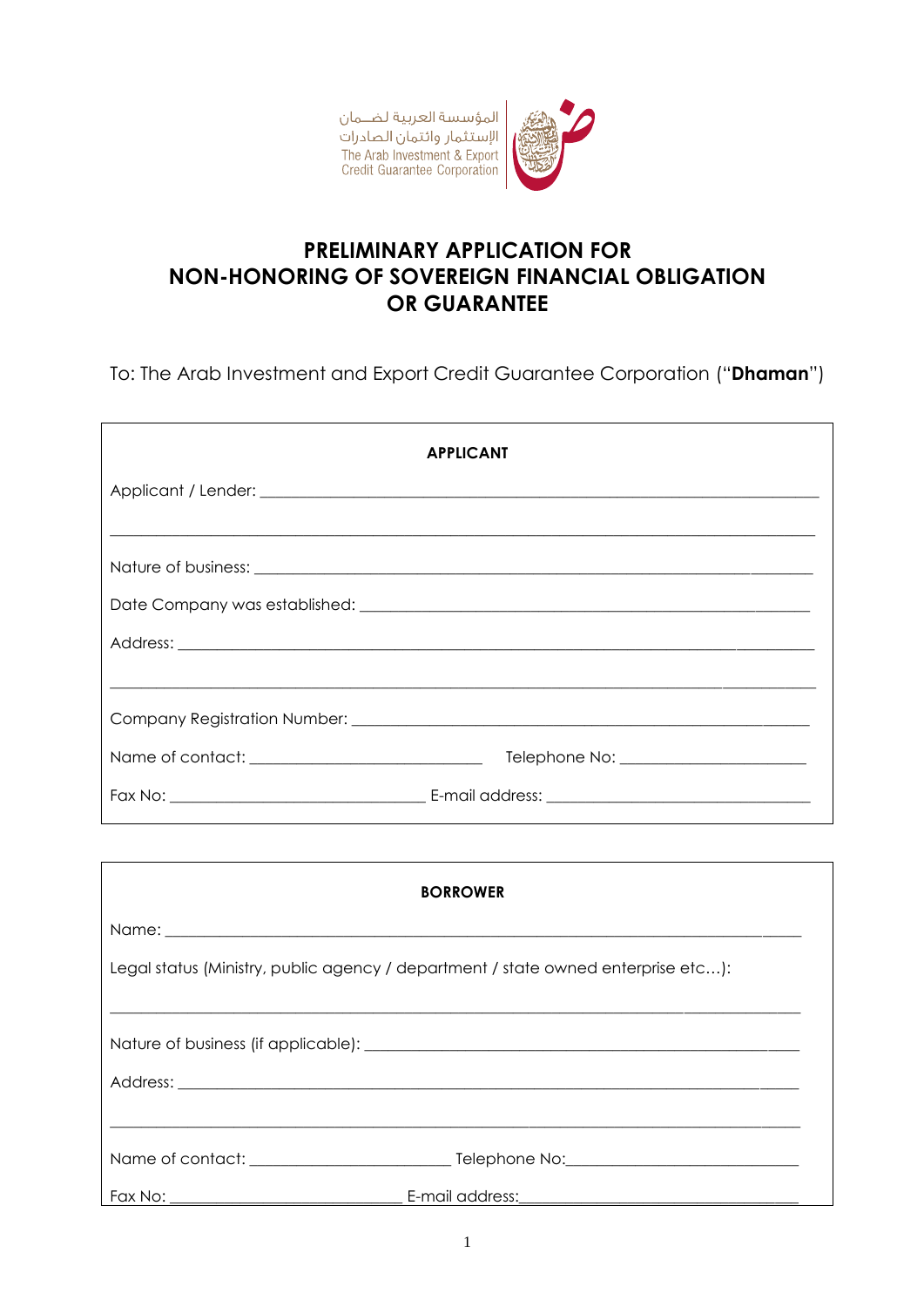المؤسسة العربية لضمان الإستثمار وائتمان الصادرات
The Arab Investment & Export Credit Guarantee Corporation

# PRELIMINARY APPLICATION FOR NON-HONORING OF SOVEREIGN FINANCIAL OBLIGATION OR GUARANTEE

To: The Arab Investment and Export Credit Guarantee Corporation ("**Dhaman**")

## APPLICANT

Applicant / Lender: ____________________________________________

____________________________________________

Nature of business: ____________________________________________

Date Company was established: ____________________________________________

Address: ____________________________________________

____________________________________________

Company Registration Number: ____________________________________________

Name of contact: ______________________ Telephone No: ______________________

Fax No: ______________________ E-mail address: ______________________

## BORROWER

Name: ____________________________________________

Legal status (Ministry, public agency / department / state owned enterprise etc…):

____________________________________________

Nature of business (if applicable): ____________________________________________

Address: ____________________________________________

____________________________________________

Name of contact: ______________________ Telephone No: ______________________

Fax No: ______________________ E-mail address: ______________________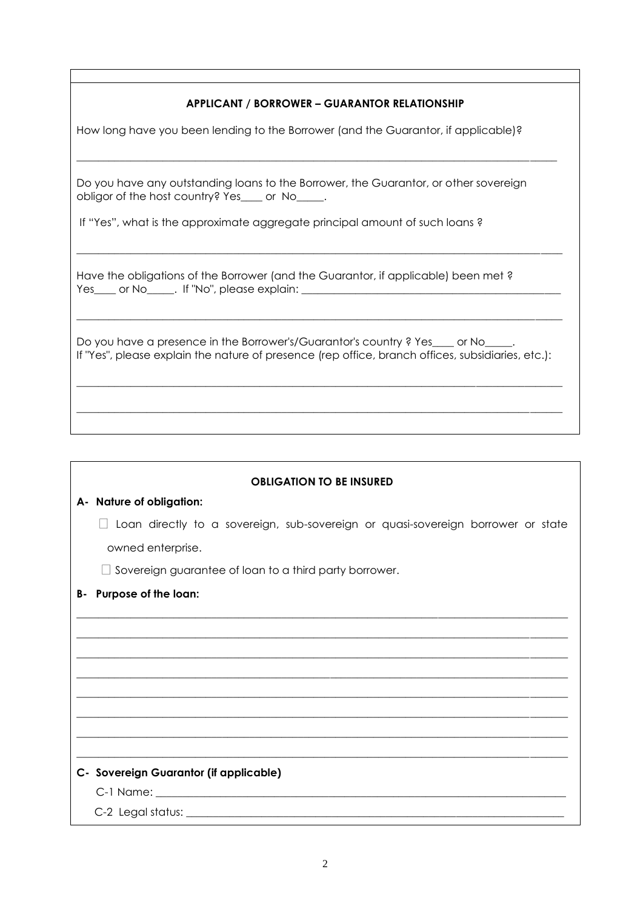## APPLICANT / BORROWER – GUARANTOR RELATIONSHIP

How long have you been lending to the Borrower (and the Guarantor, if applicable)?

_______________________________________________________________________________________

Do you have any outstanding loans to the Borrower, the Guarantor, or other sovereign obligor of the host country? Yes____ or No_____.

If "Yes", what is the approximate aggregate principal amount of such loans ?

_______________________________________________________________________________________

Have the obligations of the Borrower (and the Guarantor, if applicable) been met ? Yes____ or No_____. If "No", please explain: ______________________________________________

_______________________________________________________________________________________

Do you have a presence in the Borrower's/Guarantor's country ? Yes____ or No_____.
If "Yes", please explain the nature of presence (rep office, branch offices, subsidiaries, etc.):

_______________________________________________________________________________________

_______________________________________________________________________________________

## OBLIGATION TO BE INSURED

**A- Nature of obligation:**

☐ Loan directly to a sovereign, sub-sovereign or quasi-sovereign borrower or state owned enterprise.

☐ Sovereign guarantee of loan to a third party borrower.

**B- Purpose of the loan:**

_______________________________________________________________________________________

_______________________________________________________________________________________

_______________________________________________________________________________________

_______________________________________________________________________________________

_______________________________________________________________________________________

_______________________________________________________________________________________

_______________________________________________________________________________________

_______________________________________________________________________________________

**C- Sovereign Guarantor (if applicable)**

C-1 Name: ____________________________________________________________________________

C-2 Legal status: ______________________________________________________________________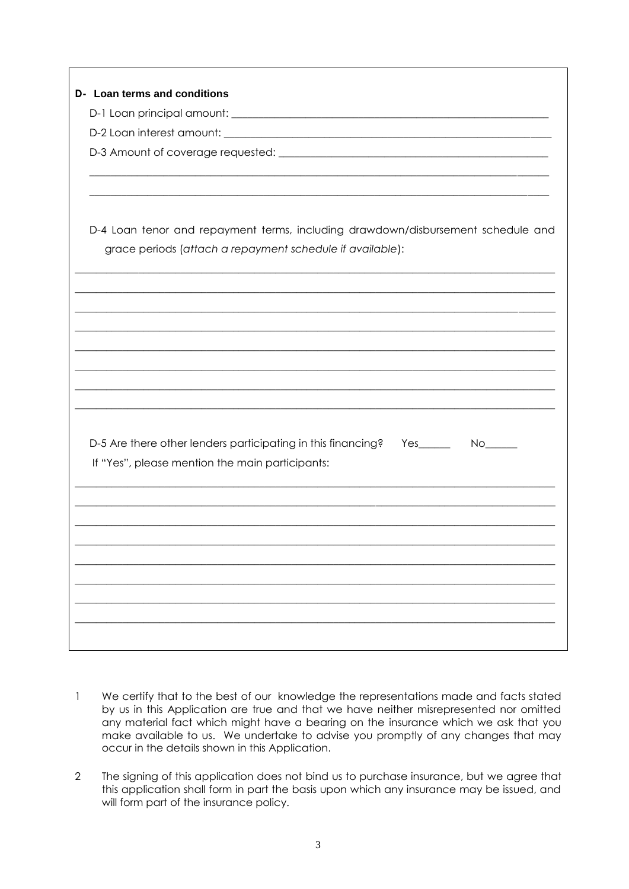**D- Loan terms and conditions**

D-1 Loan principal amount: ______________________________________________

D-2 Loan interest amount: ______________________________________________

D-3 Amount of coverage requested: ______________________________________

______________________________________________________________________

______________________________________________________________________

D-4 Loan tenor and repayment terms, including drawdown/disbursement schedule and grace periods (*attach a repayment schedule if available*):

______________________________________________________________________

______________________________________________________________________

______________________________________________________________________

______________________________________________________________________

______________________________________________________________________

______________________________________________________________________

______________________________________________________________________

______________________________________________________________________

D-5 Are there other lenders participating in this financing? Yes______ No______

If "Yes", please mention the main participants:

______________________________________________________________________

______________________________________________________________________

______________________________________________________________________

______________________________________________________________________

______________________________________________________________________

______________________________________________________________________

______________________________________________________________________

______________________________________________________________________

1. We certify that to the best of our knowledge the representations made and facts stated by us in this Application are true and that we have neither misrepresented nor omitted any material fact which might have a bearing on the insurance which we ask that you make available to us. We undertake to advise you promptly of any changes that may occur in the details shown in this Application.

2. The signing of this application does not bind us to purchase insurance, but we agree that this application shall form in part the basis upon which any insurance may be issued, and will form part of the insurance policy.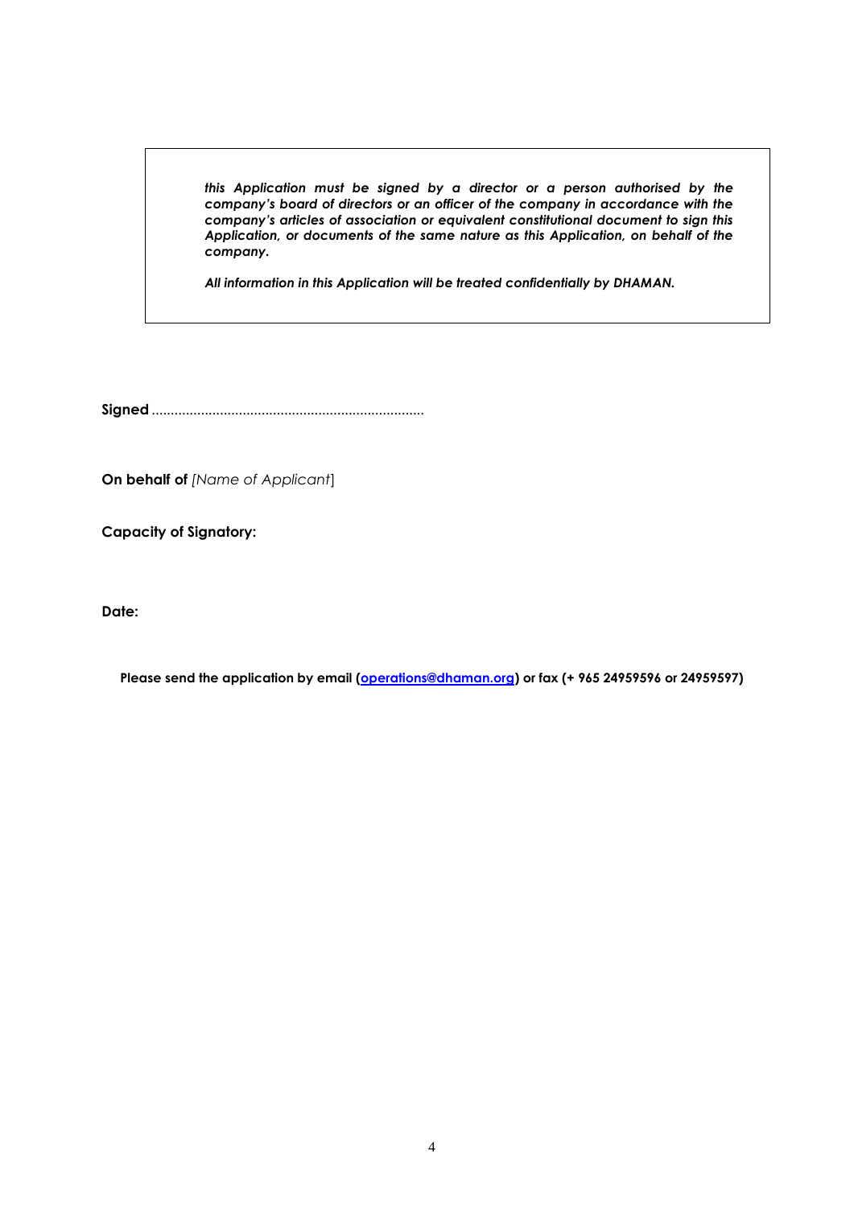***this Application must be signed by a director or a person authorised by the company's board of directors or an officer of the company in accordance with the company's articles of association or equivalent constitutional document to sign this Application, or documents of the same nature as this Application, on behalf of the company.***

***All information in this Application will be treated confidentially by DHAMAN.***

**Signed** .......................................................................

**On behalf of** *[Name of Applicant*]

**Capacity of Signatory:**

**Date:**

**Please send the application by email ([operations@dhaman.org](mailto:operations@dhaman.org)) or fax (+ 965 24959596 or 24959597)**